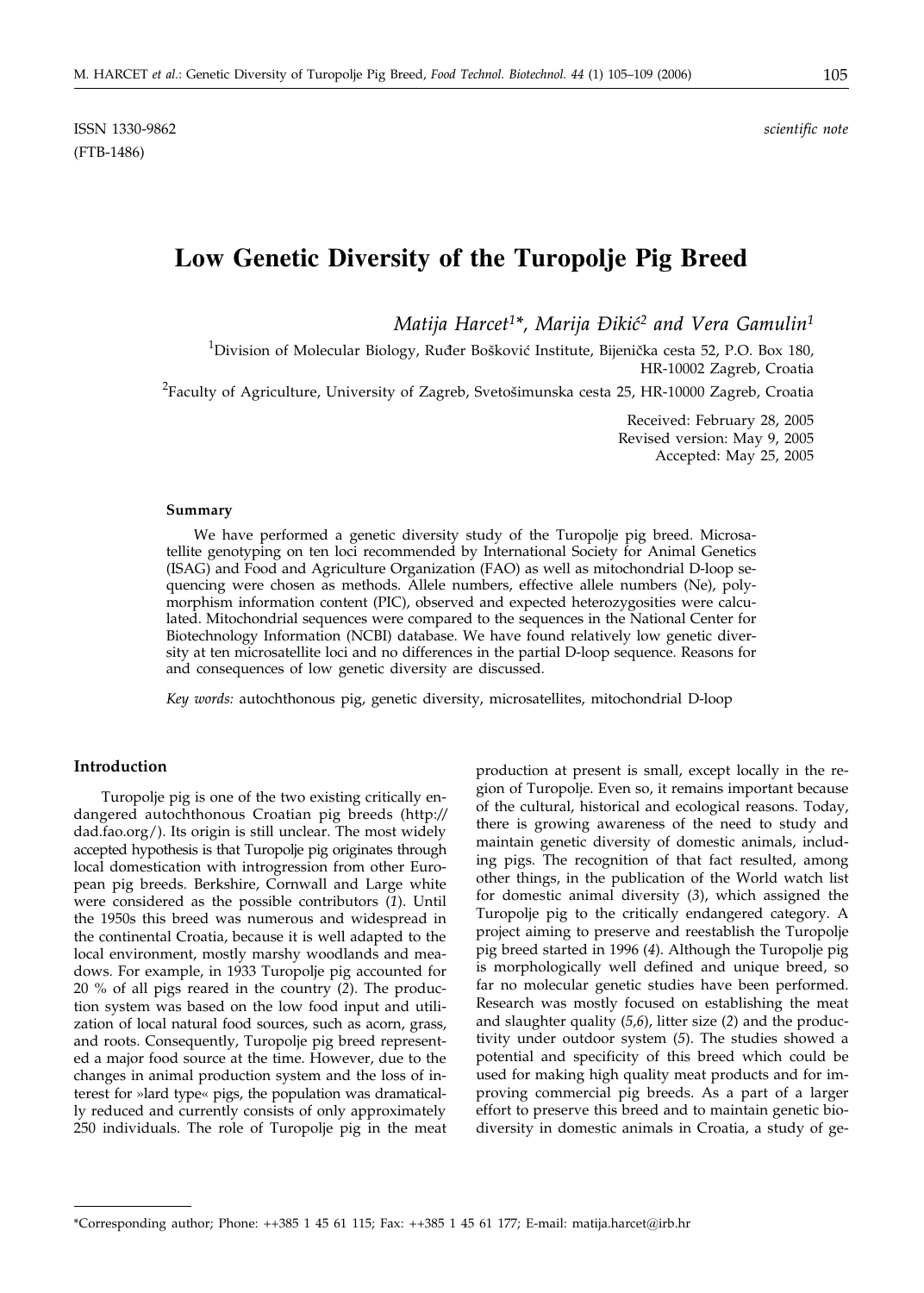ISSN 1330-9862 *scientific note*
(FTB-1486)

# Low Genetic Diversity of the Turopolje Pig Breed

*Matija Harcet[1]\*, Marija Đikić[2] and Vera Gamulin[1]*

[1]Division of Molecular Biology, Ruđer Bošković Institute, Bijenička cesta 52, P.O. Box 180, HR-10002 Zagreb, Croatia

[2]Faculty of Agriculture, University of Zagreb, Svetošimunska cesta 25, HR-10000 Zagreb, Croatia

Received: February 28, 2005
Revised version: May 9, 2005
Accepted: May 25, 2005

#### Summary

We have performed a genetic diversity study of the Turopolje pig breed. Microsatellite genotyping on ten loci recommended by International Society for Animal Genetics (ISAG) and Food and Agriculture Organization (FAO) as well as mitochondrial D-loop sequencing were chosen as methods. Allele numbers, effective allele numbers (Ne), polymorphism information content (PIC), observed and expected heterozygosities were calculated. Mitochondrial sequences were compared to the sequences in the National Center for Biotechnology Information (NCBI) database. We have found relatively low genetic diversity at ten microsatellite loci and no differences in the partial D-loop sequence. Reasons for and consequences of low genetic diversity are discussed.

*Key words:* autochthonous pig, genetic diversity, microsatellites, mitochondrial D-loop

## Introduction

Turopolje pig is one of the two existing critically endangered autochthonous Croatian pig breeds (http://dad.fao.org/). Its origin is still unclear. The most widely accepted hypothesis is that Turopolje pig originates through local domestication with introgression from other European pig breeds. Berkshire, Cornwall and Large white were considered as the possible contributors (*1*). Until the 1950s this breed was numerous and widespread in the continental Croatia, because it is well adapted to the local environment, mostly marshy woodlands and meadows. For example, in 1933 Turopolje pig accounted for 20 % of all pigs reared in the country (*2*). The production system was based on the low food input and utilization of local natural food sources, such as acorn, grass, and roots. Consequently, Turopolje pig breed represented a major food source at the time. However, due to the changes in animal production system and the loss of interest for »lard type« pigs, the population was dramatically reduced and currently consists of only approximately 250 individuals. The role of Turopolje pig in the meat production at present is small, except locally in the region of Turopolje. Even so, it remains important because of the cultural, historical and ecological reasons. Today, there is growing awareness of the need to study and maintain genetic diversity of domestic animals, including pigs. The recognition of that fact resulted, among other things, in the publication of the World watch list for domestic animal diversity (*3*), which assigned the Turopolje pig to the critically endangered category. A project aiming to preserve and reestablish the Turopolje pig breed started in 1996 (*4*). Although the Turopolje pig is morphologically well defined and unique breed, so far no molecular genetic studies have been performed. Research was mostly focused on establishing the meat and slaughter quality (*5,6*), litter size (*2*) and the productivity under outdoor system (*5*). The studies showed a potential and specificity of this breed which could be used for making high quality meat products and for improving commercial pig breeds. As a part of a larger effort to preserve this breed and to maintain genetic biodiversity in domestic animals in Croatia, a study of ge-

\*Corresponding author; Phone: ++385 1 45 61 115; Fax: ++385 1 45 61 177; E-mail: matija.harcet@irb.hr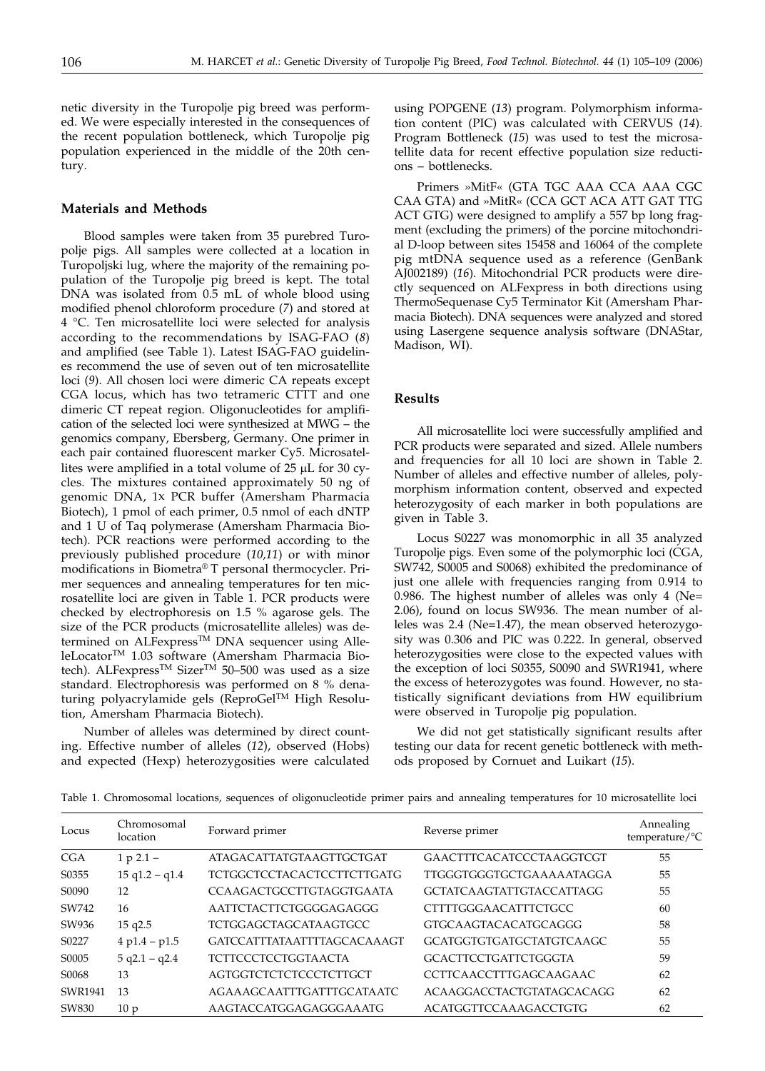netic diversity in the Turopolje pig breed was performed. We were especially interested in the consequences of the recent population bottleneck, which Turopolje pig population experienced in the middle of the 20th century.

## Materials and Methods

Blood samples were taken from 35 purebred Turopolje pigs. All samples were collected at a location in Turopoljski lug, where the majority of the remaining population of the Turopolje pig breed is kept. The total DNA was isolated from 0.5 mL of whole blood using modified phenol chloroform procedure (*7*) and stored at 4 °C. Ten microsatellite loci were selected for analysis according to the recommendations by ISAG-FAO (*8*) and amplified (see Table 1). Latest ISAG-FAO guidelines recommend the use of seven out of ten microsatellite loci (*9*). All chosen loci were dimeric CA repeats except CGA locus, which has two tetrameric CTTT and one dimeric CT repeat region. Oligonucleotides for amplification of the selected loci were synthesized at MWG – the genomics company, Ebersberg, Germany. One primer in each pair contained fluorescent marker Cy5. Microsatellites were amplified in a total volume of 25 μL for 30 cycles. The mixtures contained approximately 50 ng of genomic DNA, 1x PCR buffer (Amersham Pharmacia Biotech), 1 pmol of each primer, 0.5 nmol of each dNTP and 1 U of Taq polymerase (Amersham Pharmacia Biotech). PCR reactions were performed according to the previously published procedure (*10,11*) or with minor modifications in Biometra® T personal thermocycler. Primer sequences and annealing temperatures for ten microsatellite loci are given in Table 1. PCR products were checked by electrophoresis on 1.5 % agarose gels. The size of the PCR products (microsatellite alleles) was determined on ALFexpress™ DNA sequencer using AlleleLocator™ 1.03 software (Amersham Pharmacia Biotech). ALFexpress™ Sizer™ 50–500 was used as a size standard. Electrophoresis was performed on 8 % denaturing polyacrylamide gels (ReproGel™ High Resolution, Amersham Pharmacia Biotech).

Number of alleles was determined by direct counting. Effective number of alleles (*12*), observed (Hobs) and expected (Hexp) heterozygosities were calculated using POPGENE (*13*) program. Polymorphism information content (PIC) was calculated with CERVUS (*14*). Program Bottleneck (*15*) was used to test the microsatellite data for recent effective population size reductions – bottlenecks.

Primers »MitF« (GTA TGC AAA CCA AAA CGC CAA GTA) and »MitR« (CCA GCT ACA ATT GAT TTG ACT GTG) were designed to amplify a 557 bp long fragment (excluding the primers) of the porcine mitochondrial D-loop between sites 15458 and 16064 of the complete pig mtDNA sequence used as a reference (GenBank AJ002189) (*16*). Mitochondrial PCR products were directly sequenced on ALFexpress in both directions using ThermoSequenase Cy5 Terminator Kit (Amersham Pharmacia Biotech). DNA sequences were analyzed and stored using Lasergene sequence analysis software (DNAStar, Madison, WI).

## Results

All microsatellite loci were successfully amplified and PCR products were separated and sized. Allele numbers and frequencies for all 10 loci are shown in Table 2. Number of alleles and effective number of alleles, polymorphism information content, observed and expected heterozygosity of each marker in both populations are given in Table 3.

Locus S0227 was monomorphic in all 35 analyzed Turopolje pigs. Even some of the polymorphic loci (CGA, SW742, S0005 and S0068) exhibited the predominance of just one allele with frequencies ranging from 0.914 to 0.986. The highest number of alleles was only 4 (Ne= 2.06), found on locus SW936. The mean number of alleles was 2.4 (Ne=1.47), the mean observed heterozygosity was 0.306 and PIC was 0.222. In general, observed heterozygosities were close to the expected values with the exception of loci S0355, S0090 and SWR1941, where the excess of heterozygotes was found. However, no statistically significant deviations from HW equilibrium were observed in Turopolje pig population.

We did not get statistically significant results after testing our data for recent genetic bottleneck with methods proposed by Cornuet and Luikart (*15*).

Table 1. Chromosomal locations, sequences of oligonucleotide primer pairs and annealing temperatures for 10 microsatellite loci

| Locus | Chromosomal location | Forward primer | Reverse primer | Annealing temperature/°C |
|---|---|---|---|---|
| CGA | 1 p 2.1 – | ATAGACATTATGTAAGTTGCTGAT | GAACTTTCACATCCCTAAGGTCGT | 55 |
| S0355 | 15 q1.2 – q1.4 | TCTGGCTCCTACACTCCTTCTTGATG | TTGGGTGGGTGCTGAAAAATAGGA | 55 |
| S0090 | 12 | CCAAGACTGCCTTGTAGGTGAATA | GCTATCAAGTATTGTACCATTAGG | 55 |
| SW742 | 16 | AATTCTACTTCTGGGGAGAGGG | CTTTTGGGAACATTTCTGCC | 60 |
| SW936 | 15 q2.5 | TCTGGAGCTAGCATAAGTGCC | GTGCAAGTACACATGCAGGG | 58 |
| S0227 | 4 p1.4 – p1.5 | GATCCATTTATAATTTTAGCACAAAGT | GCATGGTGTGATGCTATGTCAAGC | 55 |
| S0005 | 5 q2.1 – q2.4 | TCTTCCCTCCTGGTAACTA | GCACTTCCTGATTCTGGGTA | 59 |
| S0068 | 13 | AGTGGTCTCTCTCCCTCTTGCT | CCTTCAACCTTTGAGCAAGAAC | 62 |
| SWR1941 | 13 | AGAAAGCAATTTGATTTGCATAATC | ACAAGGACCTACTGTATAGCACAGG | 62 |
| SW830 | 10 p | AAGTACCATGGAGAGGGAAATG | ACATGGTTCCAAAGACCTGTG | 62 |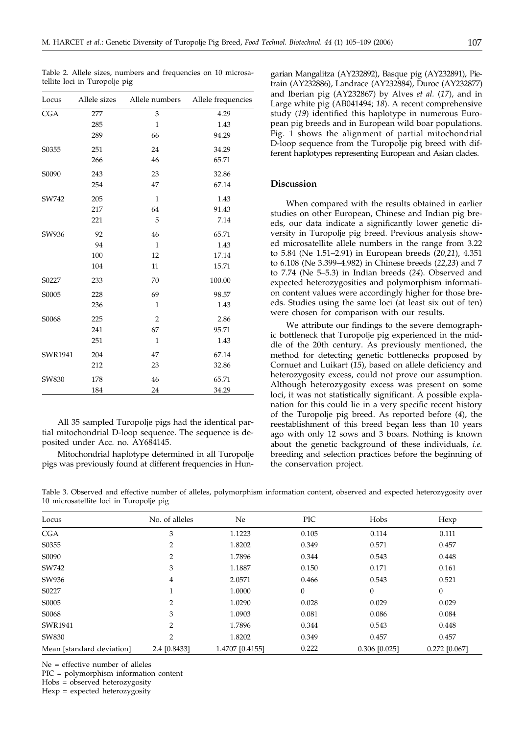Table 2. Allele sizes, numbers and frequencies on 10 microsatellite loci in Turopolje pig

| Locus | Allele sizes | Allele numbers | Allele frequencies |
|---|---|---|---|
| CGA | 277 | 3 | 4.29 |
| | 285 | 1 | 1.43 |
| | 289 | 66 | 94.29 |
| S0355 | 251 | 24 | 34.29 |
| | 266 | 46 | 65.71 |
| S0090 | 243 | 23 | 32.86 |
| | 254 | 47 | 67.14 |
| SW742 | 205 | 1 | 1.43 |
| | 217 | 64 | 91.43 |
| | 221 | 5 | 7.14 |
| SW936 | 92 | 46 | 65.71 |
| | 94 | 1 | 1.43 |
| | 100 | 12 | 17.14 |
| | 104 | 11 | 15.71 |
| S0227 | 233 | 70 | 100.00 |
| S0005 | 228 | 69 | 98.57 |
| | 236 | 1 | 1.43 |
| S0068 | 225 | 2 | 2.86 |
| | 241 | 67 | 95.71 |
| | 251 | 1 | 1.43 |
| SWR1941 | 204 | 47 | 67.14 |
| | 212 | 23 | 32.86 |
| SW830 | 178 | 46 | 65.71 |
| | 184 | 24 | 34.29 |

All 35 sampled Turopolje pigs had the identical partial mitochondrial D-loop sequence. The sequence is deposited under Acc. no. AY684145.

Mitochondrial haplotype determined in all Turopolje pigs was previously found at different frequencies in Hungarian Mangalitza (AY232892), Basque pig (AY232891), Pietrain (AY232886), Landrace (AY232884), Duroc (AY232877) and Iberian pig (AY232867) by Alves *et al.* (*17*), and in Large white pig (AB041494; *18*). A recent comprehensive study (*19*) identified this haplotype in numerous European pig breeds and in European wild boar populations. Fig. 1 shows the alignment of partial mitochondrial D-loop sequence from the Turopolje pig breed with different haplotypes representing European and Asian clades.

## Discussion

When compared with the results obtained in earlier studies on other European, Chinese and Indian pig breeds, our data indicate a significantly lower genetic diversity in Turopolje pig breed. Previous analysis showed microsatellite allele numbers in the range from 3.22 to 5.84 (Ne 1.51–2.91) in European breeds (*20,21*), 4.351 to 6.108 (Ne 3.399–4.982) in Chinese breeds (*22,23*) and 7 to 7.74 (Ne 5–5.3) in Indian breeds (*24*). Observed and expected heterozygosities and polymorphism information content values were accordingly higher for those breeds. Studies using the same loci (at least six out of ten) were chosen for comparison with our results.

We attribute our findings to the severe demographic bottleneck that Turopolje pig experienced in the middle of the 20th century. As previously mentioned, the method for detecting genetic bottlenecks proposed by Cornuet and Luikart (*15*), based on allele deficiency and heterozygosity excess, could not prove our assumption. Although heterozygosity excess was present on some loci, it was not statistically significant. A possible explanation for this could lie in a very specific recent history of the Turopolje pig breed. As reported before (*4*), the reestablishment of this breed began less than 10 years ago with only 12 sows and 3 boars. Nothing is known about the genetic background of these individuals, *i.e.* breeding and selection practices before the beginning of the conservation project.

Table 3. Observed and effective number of alleles, polymorphism information content, observed and expected heterozygosity over 10 microsatellite loci in Turopolje pig

| Locus | No. of alleles | Ne | PIC | Hobs | Hexp |
|---|---|---|---|---|---|
| CGA | 3 | 1.1223 | 0.105 | 0.114 | 0.111 |
| S0355 | 2 | 1.8202 | 0.349 | 0.571 | 0.457 |
| S0090 | 2 | 1.7896 | 0.344 | 0.543 | 0.448 |
| SW742 | 3 | 1.1887 | 0.150 | 0.171 | 0.161 |
| SW936 | 4 | 2.0571 | 0.466 | 0.543 | 0.521 |
| S0227 | 1 | 1.0000 | 0 | 0 | 0 |
| S0005 | 2 | 1.0290 | 0.028 | 0.029 | 0.029 |
| S0068 | 3 | 1.0903 | 0.081 | 0.086 | 0.084 |
| SWR1941 | 2 | 1.7896 | 0.344 | 0.543 | 0.448 |
| SW830 | 2 | 1.8202 | 0.349 | 0.457 | 0.457 |
| Mean [standard deviation] | 2.4 [0.8433] | 1.4707 [0.4155] | 0.222 | 0.306 [0.025] | 0.272 [0.067] |

Ne = effective number of alleles
PIC = polymorphism information content
Hobs = observed heterozygosity
Hexp = expected heterozygosity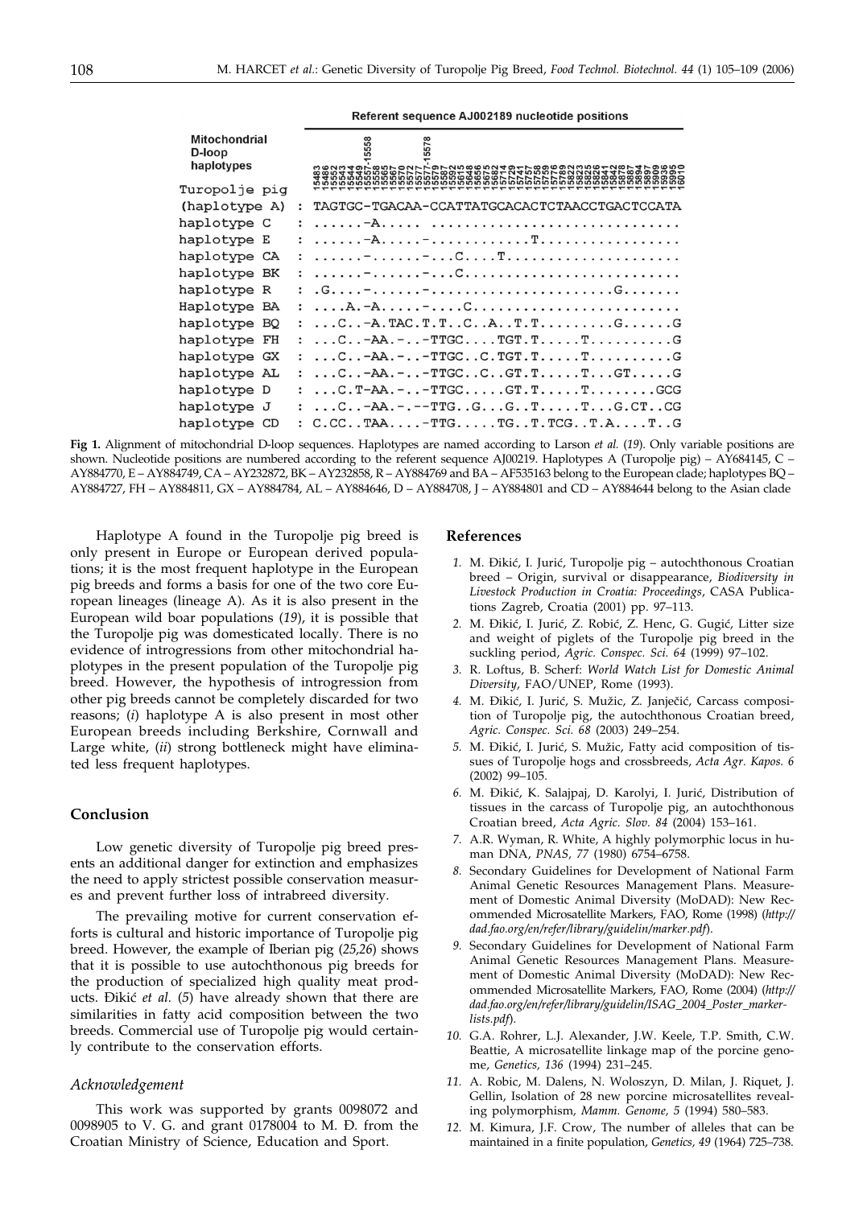Referent sequence AJ002189 nucleotide positions

```
Mitochondrial
D-loop
haplotypes

Turopolje pig
(haplotype A)  : TAGTGC-TGACAA-CCATTATGCACACTCTAACCTGACTCCATA
haplotype C    : ......-A..... ..............................
haplotype E    : ......-A.....-............T.................
haplotype CA   : ......-......-...C....T.....................
haplotype BK   : ......-......-...C..........................
haplotype R    : .G....-......-......................G.......
Haplotype BA   : ....A.-A.....-....C.........................
haplotype BQ   : ...C..-A.TAC.T.T..C..A..T.T.........G......G
haplotype FH   : ...C..-AA.-..-TTGC....TGT.T.....T..........G
haplotype GX   : ...C..-AA.-..-TTGC..C.TGT.T.....T..........G
haplotype AL   : ...C..-AA.-..-TTGC..C..GT.T.....T...GT.....G
haplotype D    : ...C.T-AA.-..-TTGC.....GT.T.....T........GCG
haplotype J    : ...C..-AA.-.--TTG..G...G..T.....T...G.CT..CG
haplotype CD   : C.CC..TAA....-TTG.....TG..T.TCG..T.A....T..G
```

**Fig 1.** Alignment of mitochondrial D-loop sequences. Haplotypes are named according to Larson *et al.* (*19*). Only variable positions are shown. Nucleotide positions are numbered according to the referent sequence AJ00219. Haplotypes A (Turopolje pig) – AY684145, C – AY884770, E – AY884749, CA – AY232872, BK – AY232858, R – AY884769 and BA – AF535163 belong to the European clade; haplotypes BQ – AY884727, FH – AY884811, GX – AY884784, AL – AY884646, D – AY884708, J – AY884801 and CD – AY884644 belong to the Asian clade

Haplotype A found in the Turopolje pig breed is only present in Europe or European derived populations; it is the most frequent haplotype in the European pig breeds and forms a basis for one of the two core European lineages (lineage A). As it is also present in the European wild boar populations (*19*), it is possible that the Turopolje pig was domesticated locally. There is no evidence of introgressions from other mitochondrial haplotypes in the present population of the Turopolje pig breed. However, the hypothesis of introgression from other pig breeds cannot be completely discarded for two reasons; (*i*) haplotype A is also present in most other European breeds including Berkshire, Cornwall and Large white, (*ii*) strong bottleneck might have eliminated less frequent haplotypes.

## Conclusion

Low genetic diversity of Turopolje pig breed presents an additional danger for extinction and emphasizes the need to apply strictest possible conservation measures and prevent further loss of intrabreed diversity.

The prevailing motive for current conservation efforts is cultural and historic importance of Turopolje pig breed. However, the example of Iberian pig (*25,26*) shows that it is possible to use autochthonous pig breeds for the production of specialized high quality meat products. Đikić *et al.* (*5*) have already shown that there are similarities in fatty acid composition between the two breeds. Commercial use of Turopolje pig would certainly contribute to the conservation efforts.

### *Acknowledgement*

This work was supported by grants 0098072 and 0098905 to V. G. and grant 0178004 to M. Đ. from the Croatian Ministry of Science, Education and Sport.

## References

1. M. Đikić, I. Jurić, Turopolje pig – autochthonous Croatian breed – Origin, survival or disappearance, *Biodiversity in Livestock Production in Croatia: Proceedings*, CASA Publications Zagreb, Croatia (2001) pp. 97–113.
2. M. Đikić, I. Jurić, Z. Robić, Z. Henc, G. Gugić, Litter size and weight of piglets of the Turopolje pig breed in the suckling period, *Agric. Conspec. Sci. 64* (1999) 97–102.
3. R. Loftus, B. Scherf: *World Watch List for Domestic Animal Diversity*, FAO/UNEP, Rome (1993).
4. M. Đikić, I. Jurić, S. Mužic, Z. Janječić, Carcass composition of Turopolje pig, the autochthonous Croatian breed, *Agric. Conspec. Sci. 68* (2003) 249–254.
5. M. Đikić, I. Jurić, S. Mužic, Fatty acid composition of tissues of Turopolje hogs and crossbreds, *Acta Agr. Kapos. 6* (2002) 99–105.
6. M. Đikić, K. Salajpaj, D. Karolyi, I. Jurić, Distribution of tissues in the carcass of Turopolje pig, an autochthonous Croatian breed, *Acta Agric. Slov. 84* (2004) 153–161.
7. A.R. Wyman, R. White, A highly polymorphic locus in human DNA, *PNAS, 77* (1980) 6754–6758.
8. Secondary Guidelines for Development of National Farm Animal Genetic Resources Management Plans. Measurement of Domestic Animal Diversity (MoDAD): New Recommended Microsatellite Markers, FAO, Rome (1998) (*http://dad.fao.org/en/refer/library/guidelin/marker.pdf*).
9. Secondary Guidelines for Development of National Farm Animal Genetic Resources Management Plans. Measurement of Domestic Animal Diversity (MoDAD): New Recommended Microsatellite Markers, FAO, Rome (2004) (*http://dad.fao.org/en/refer/library/guidelin/ISAG_2004_Poster_marker-lists.pdf*).
10. G.A. Rohrer, L.J. Alexander, J.W. Keele, T.P. Smith, C.W. Beattie, A microsatellite linkage map of the porcine genome, *Genetics, 136* (1994) 231–245.
11. A. Robic, M. Dalens, N. Woloszyn, D. Milan, J. Riquet, J. Gellin, Isolation of 28 new porcine microsatellites revealing polymorphism, *Mamm. Genome, 5* (1994) 580–583.
12. M. Kimura, J.F. Crow, The number of alleles that can be maintained in a finite population, *Genetics, 49* (1964) 725–738.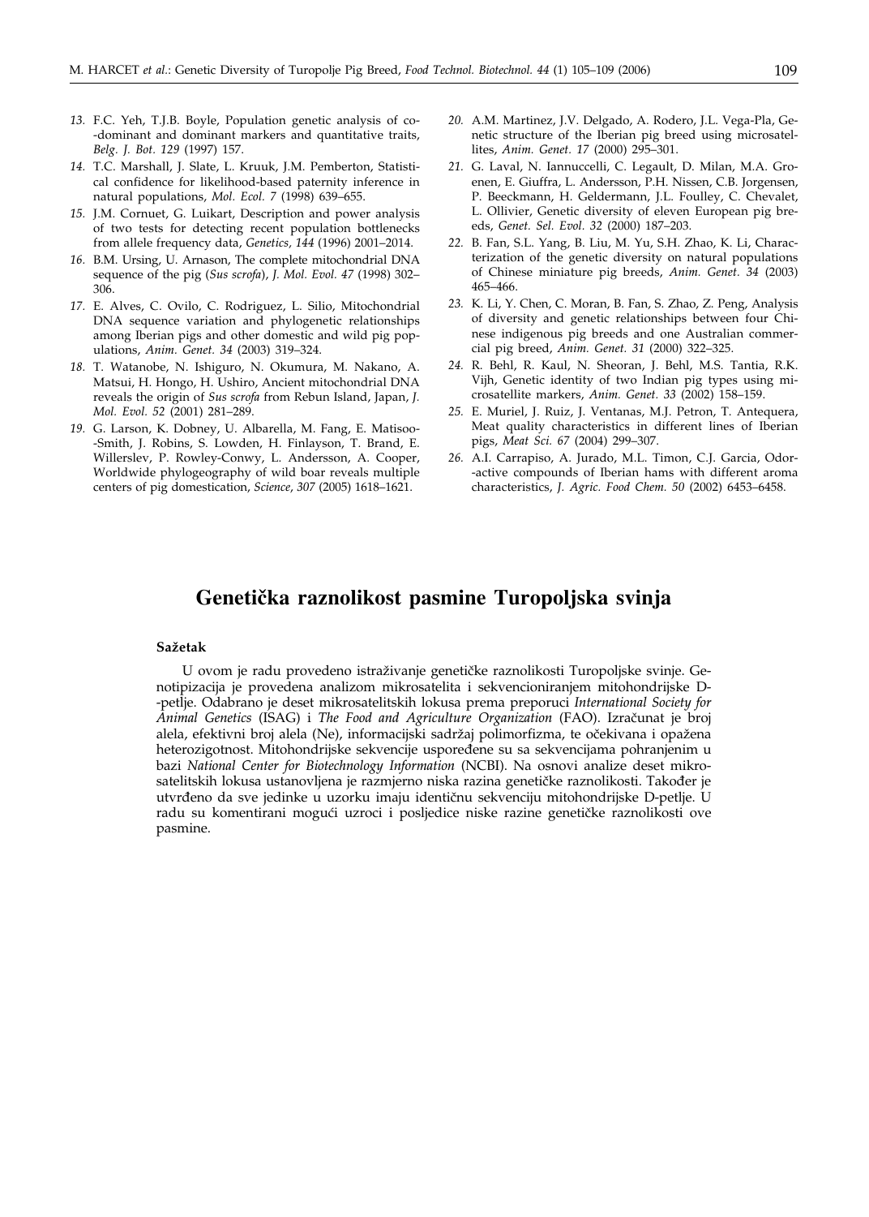13. F.C. Yeh, T.J.B. Boyle, Population genetic analysis of co-dominant and dominant markers and quantitative traits, *Belg. J. Bot. 129* (1997) 157.
14. T.C. Marshall, J. Slate, L. Kruuk, J.M. Pemberton, Statistical confidence for likelihood-based paternity inference in natural populations, *Mol. Ecol. 7* (1998) 639–655.
15. J.M. Cornuet, G. Luikart, Description and power analysis of two tests for detecting recent population bottlenecks from allele frequency data, *Genetics, 144* (1996) 2001–2014.
16. B.M. Ursing, U. Arnason, The complete mitochondrial DNA sequence of the pig (*Sus scrofa*), *J. Mol. Evol. 47* (1998) 302–306.
17. E. Alves, C. Ovilo, C. Rodriguez, L. Silio, Mitochondrial DNA sequence variation and phylogenetic relationships among Iberian pigs and other domestic and wild pig populations, *Anim. Genet. 34* (2003) 319–324.
18. T. Watanobe, N. Ishiguro, N. Okumura, M. Nakano, A. Matsui, H. Hongo, H. Ushiro, Ancient mitochondrial DNA reveals the origin of *Sus scrofa* from Rebun Island, Japan, *J. Mol. Evol. 52* (2001) 281–289.
19. G. Larson, K. Dobney, U. Albarella, M. Fang, E. Matisoo-Smith, J. Robins, S. Lowden, H. Finlayson, T. Brand, E. Willerslev, P. Rowley-Conwy, L. Andersson, A. Cooper, Worldwide phylogeography of wild boar reveals multiple centers of pig domestication, *Science, 307* (2005) 1618–1621.
20. A.M. Martinez, J.V. Delgado, A. Rodero, J.L. Vega-Pla, Genetic structure of the Iberian pig breed using microsatellites, *Anim. Genet. 17* (2000) 295–301.
21. G. Laval, N. Iannuccelli, C. Legault, D. Milan, M.A. Groenen, E. Giuffra, L. Andersson, P.H. Nissen, C.B. Jorgensen, P. Beeckmann, H. Geldermann, J.L. Foulley, C. Chevalet, L. Ollivier, Genetic diversity of eleven European pig breeds, *Genet. Sel. Evol. 32* (2000) 187–203.
22. B. Fan, S.L. Yang, B. Liu, M. Yu, S.H. Zhao, K. Li, Characterization of the genetic diversity on natural populations of Chinese miniature pig breeds, *Anim. Genet. 34* (2003) 465–466.
23. K. Li, Y. Chen, C. Moran, B. Fan, S. Zhao, Z. Peng, Analysis of diversity and genetic relationships between four Chinese indigenous pig breeds and one Australian commercial pig breed, *Anim. Genet. 31* (2000) 322–325.
24. R. Behl, R. Kaul, N. Sheoran, J. Behl, M.S. Tantia, R.K. Vijh, Genetic identity of two Indian pig types using microsatellite markers, *Anim. Genet. 33* (2002) 158–159.
25. E. Muriel, J. Ruiz, J. Ventanas, M.J. Petron, T. Antequera, Meat quality characteristics in different lines of Iberian pigs, *Meat Sci. 67* (2004) 299–307.
26. A.I. Carrapiso, A. Jurado, M.L. Timon, C.J. Garcia, Odor-active compounds of Iberian hams with different aroma characteristics, *J. Agric. Food Chem. 50* (2002) 6453–6458.

# Genetička raznolikost pasmine Turopoljska svinja

### Sažetak

U ovom je radu provedeno istraživanje genetičke raznolikosti Turopoljske svinje. Genotipizacija je provedena analizom mikrosatelita i sekvencioniranjem mitohondrijske D-petlje. Odabrano je deset mikrosatelitskih lokusa prema preporuci *International Society for Animal Genetics* (ISAG) i *The Food and Agriculture Organization* (FAO). Izračunat je broj alela, efektivni broj alela (Ne), informacijski sadržaj polimorfizma, te očekivana i opažena heterozigotnost. Mitohondrijske sekvencije uspoređene su sa sekvencijama pohranjenim u bazi *National Center for Biotechnology Information* (NCBI). Na osnovi analize deset mikrosatelitskih lokusa ustanovljena je razmjerno niska razina genetičke raznolikosti. Također je utvrđeno da sve jedinke u uzorku imaju identičnu sekvenciju mitohondrijske D-petlje. U radu su komentirani mogući uzroci i posljedice niske razine genetičke raznolikosti ove pasmine.